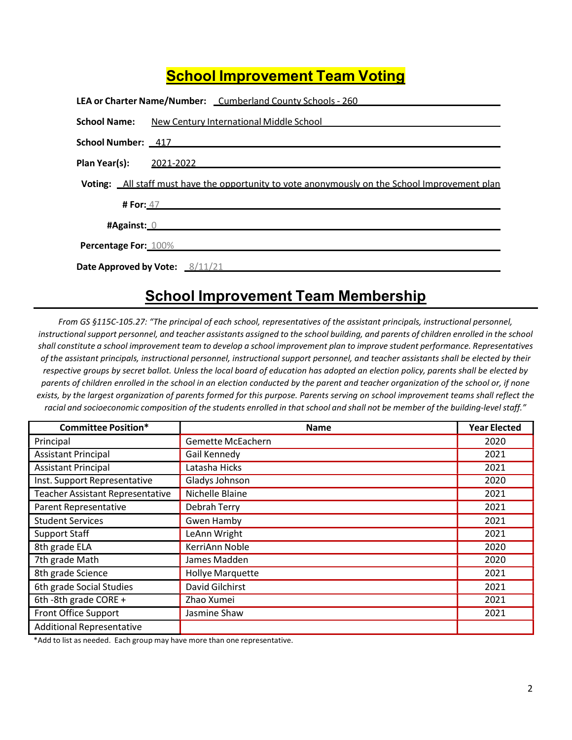# School Improvement Team Voting

**LEA or Charter Name/Number:** Cumberland County Schools - 260

**School Name:** New Century International Middle School

**School Number:** 417

**Plan Year(s):** 2021-2022

**Voting:** All staff must have the opportunity to vote anonymously on the School Improvement plan

**# For:** 47

**#Against:** 0

**Percentage For:** 100%

**Date Approved by Vote:** 8/11/21

## School Improvement Team Membership

*From GS §115C-105.27: "The principal of each school, representatives of the assistant principals, instructional personnel, instructional support personnel, and teacher assistants assigned to the school building, and parents of children enrolled in the school shall constitute a school improvement team to develop a school improvement plan to improve student performance. Representatives of the assistant principals, instructional personnel, instructional support personnel, and teacher assistants shall be elected by their respective groups by secret ballot. Unless the local board of education has adopted an election policy, parents shall be elected by parents of children enrolled in the school in an election conducted by the parent and teacher organization of the school or, if none exists, by the largest organization of parents formed for this purpose. Parents serving on school improvement teams shall reflect the racial and socioeconomic composition of the students enrolled in that school and shall not be member of the building-level staff."*

| Committee Position* | Name | Year Elected |
|---|---|---|
| Principal | Gemette McEachern | 2020 |
| Assistant Principal | Gail Kennedy | 2021 |
| Assistant Principal | Latasha Hicks | 2021 |
| Inst. Support Representative | Gladys Johnson | 2020 |
| Teacher Assistant Representative | Nichelle Blaine | 2021 |
| Parent Representative | Debrah Terry | 2021 |
| Student Services | Gwen Hamby | 2021 |
| Support Staff | LeAnn Wright | 2021 |
| 8th grade ELA | KerriAnn Noble | 2020 |
| 7th grade Math | James Madden | 2020 |
| 8th grade Science | Hollye Marquette | 2021 |
| 6th grade Social Studies | David Gilchirst | 2021 |
| 6th -8th grade CORE + | Zhao Xumei | 2021 |
| Front Office Support | Jasmine Shaw | 2021 |
| Additional Representative | | |

*Add to list as needed. Each group may have more than one representative.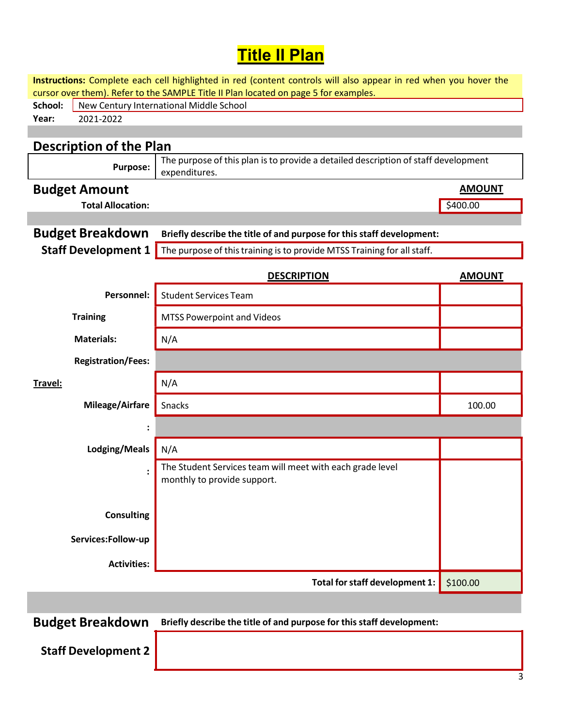# Title II Plan

**Instructions:** Complete each cell highlighted in red (content controls will also appear in red when you hover the cursor over them). Refer to the SAMPLE Title II Plan located on page 5 for examples.

**School:** New Century International Middle School

**Year:** 2021-2022

## Description of the Plan

| **Purpose:** | The purpose of this plan is to provide a detailed description of staff development expenditures. |
|---|---|

## Budget Amount

| | **AMOUNT** |
|---|---|
| **Total Allocation:** | $400.00 |

## Budget Breakdown

**Briefly describe the title of and purpose for this staff development:**

### Staff Development 1

The purpose of this training is to provide MTSS Training for all staff.

| | **DESCRIPTION** | **AMOUNT** |
|---|---|---|
| **Personnel:** | Student Services Team | |
| **Training** | MTSS Powerpoint and Videos | |
| **Materials:** | N/A | |
| **Registration/Fees:** | | |
| **Travel:** | N/A | |
| **Mileage/Airfare** | Snacks | 100.00 |
| **:** | | |
| **Lodging/Meals** | N/A | |
| **: Consulting Services:Follow-up Activities:** | The Student Services team will meet with each grade level monthly to provide support. | |
| | **Total for staff development 1:** | $100.00 |

## Budget Breakdown

**Briefly describe the title of and purpose for this staff development:**

### Staff Development 2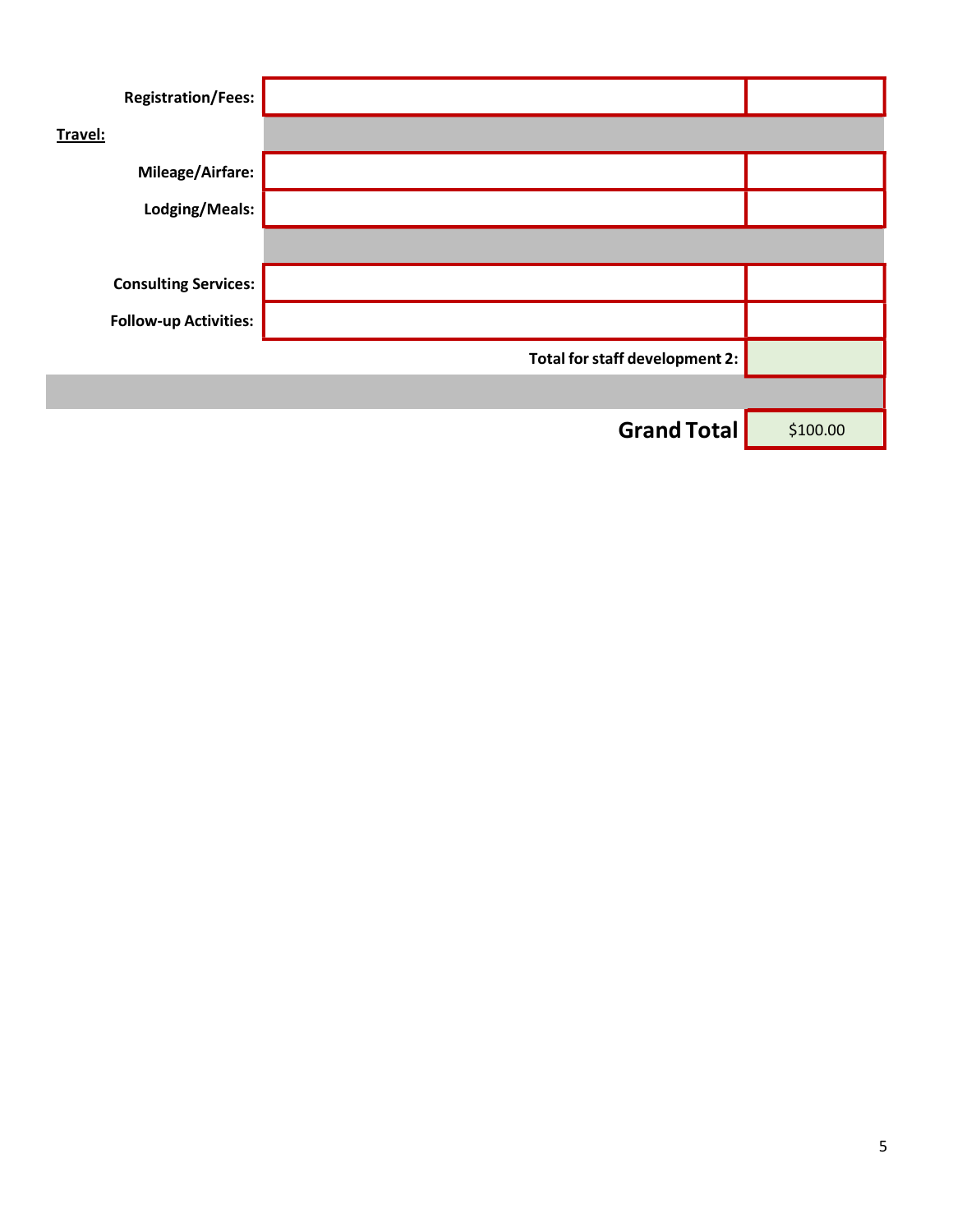| | | |
|---|---|---|
| **Registration/Fees:** | | |
| **Travel:** | | |
| **Mileage/Airfare:** | | |
| **Lodging/Meals:** | | |
| | | |
| **Consulting Services:** | | |
| **Follow-up Activities:** | | |
| | **Total for staff development 2:** | |
| | | |
| | **Grand Total** | $100.00 |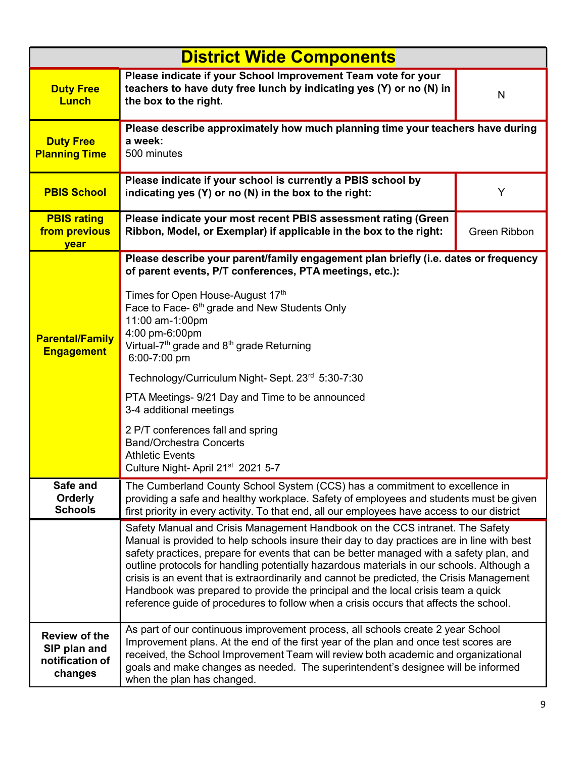# District Wide Components

| | | |
|---|---|---|
| **Duty Free Lunch** | **Please indicate if your School Improvement Team vote for your teachers to have duty free lunch by indicating yes (Y) or no (N) in the box to the right.** | N |
| **Duty Free Planning Time** | **Please describe approximately how much planning time your teachers have during a week:**<br>500 minutes | |
| **PBIS School** | **Please indicate if your school is currently a PBIS school by indicating yes (Y) or no (N) in the box to the right:** | Y |
| **PBIS rating from previous year** | **Please indicate your most recent PBIS assessment rating (Green Ribbon, Model, or Exemplar) if applicable in the box to the right:** | Green Ribbon |
| **Parental/Family Engagement** | **Please describe your parent/family engagement plan briefly (i.e. dates or frequency of parent events, P/T conferences, PTA meetings, etc.):**<br><br>Times for Open House-August 17th<br>Face to Face- 6th grade and New Students Only<br>11:00 am-1:00pm<br>4:00 pm-6:00pm<br>Virtual-7th grade and 8th grade Returning<br>6:00-7:00 pm<br><br>Technology/Curriculum Night- Sept. 23rd 5:30-7:30<br><br>PTA Meetings- 9/21 Day and Time to be announced<br>3-4 additional meetings<br><br>2 P/T conferences fall and spring<br>Band/Orchestra Concerts<br>Athletic Events<br>Culture Night- April 21st 2021 5-7 | |
| **Safe and Orderly Schools** | The Cumberland County School System (CCS) has a commitment to excellence in providing a safe and healthy workplace. Safety of employees and students must be given first priority in every activity. To that end, all our employees have access to our district Safety Manual and Crisis Management Handbook on the CCS intranet. The Safety Manual is provided to help schools insure their day to day practices are in line with best safety practices, prepare for events that can be better managed with a safety plan, and outline protocols for handling potentially hazardous materials in our schools. Although a crisis is an event that is extraordinarily and cannot be predicted, the Crisis Management Handbook was prepared to provide the principal and the local crisis team a quick reference guide of procedures to follow when a crisis occurs that affects the school. | |
| **Review of the SIP plan and notification of changes** | As part of our continuous improvement process, all schools create 2 year School Improvement plans. At the end of the first year of the plan and once test scores are received, the School Improvement Team will review both academic and organizational goals and make changes as needed. The superintendent's designee will be informed when the plan has changed. | |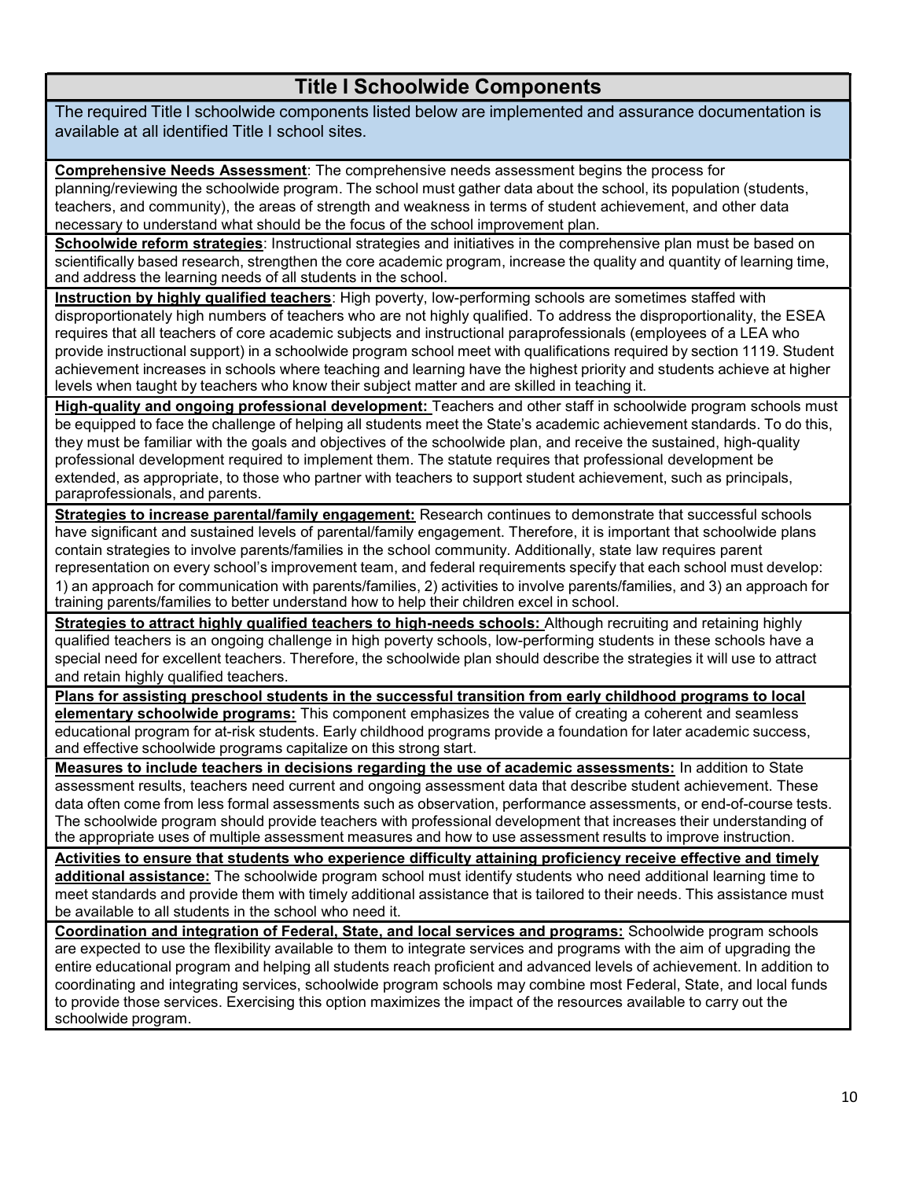## Title I Schoolwide Components

The required Title I schoolwide components listed below are implemented and assurance documentation is available at all identified Title I school sites.

**Comprehensive Needs Assessment**: The comprehensive needs assessment begins the process for planning/reviewing the schoolwide program. The school must gather data about the school, its population (students, teachers, and community), the areas of strength and weakness in terms of student achievement, and other data necessary to understand what should be the focus of the school improvement plan.

**Schoolwide reform strategies**: Instructional strategies and initiatives in the comprehensive plan must be based on scientifically based research, strengthen the core academic program, increase the quality and quantity of learning time, and address the learning needs of all students in the school.

**Instruction by highly qualified teachers**: High poverty, low-performing schools are sometimes staffed with disproportionately high numbers of teachers who are not highly qualified. To address the disproportionality, the ESEA requires that all teachers of core academic subjects and instructional paraprofessionals (employees of a LEA who provide instructional support) in a schoolwide program school meet with qualifications required by section 1119. Student achievement increases in schools where teaching and learning have the highest priority and students achieve at higher levels when taught by teachers who know their subject matter and are skilled in teaching it.

**High-quality and ongoing professional development:** Teachers and other staff in schoolwide program schools must be equipped to face the challenge of helping all students meet the State's academic achievement standards. To do this, they must be familiar with the goals and objectives of the schoolwide plan, and receive the sustained, high-quality professional development required to implement them. The statute requires that professional development be extended, as appropriate, to those who partner with teachers to support student achievement, such as principals, paraprofessionals, and parents.

**Strategies to increase parental/family engagement:** Research continues to demonstrate that successful schools have significant and sustained levels of parental/family engagement. Therefore, it is important that schoolwide plans contain strategies to involve parents/families in the school community. Additionally, state law requires parent representation on every school's improvement team, and federal requirements specify that each school must develop: 1) an approach for communication with parents/families, 2) activities to involve parents/families, and 3) an approach for training parents/families to better understand how to help their children excel in school.

**Strategies to attract highly qualified teachers to high-needs schools:** Although recruiting and retaining highly qualified teachers is an ongoing challenge in high poverty schools, low-performing students in these schools have a special need for excellent teachers. Therefore, the schoolwide plan should describe the strategies it will use to attract and retain highly qualified teachers.

**Plans for assisting preschool students in the successful transition from early childhood programs to local elementary schoolwide programs:** This component emphasizes the value of creating a coherent and seamless educational program for at-risk students. Early childhood programs provide a foundation for later academic success, and effective schoolwide programs capitalize on this strong start.

**Measures to include teachers in decisions regarding the use of academic assessments:** In addition to State assessment results, teachers need current and ongoing assessment data that describe student achievement. These data often come from less formal assessments such as observation, performance assessments, or end-of-course tests. The schoolwide program should provide teachers with professional development that increases their understanding of the appropriate uses of multiple assessment measures and how to use assessment results to improve instruction.

**Activities to ensure that students who experience difficulty attaining proficiency receive effective and timely additional assistance:** The schoolwide program school must identify students who need additional learning time to meet standards and provide them with timely additional assistance that is tailored to their needs. This assistance must be available to all students in the school who need it.

**Coordination and integration of Federal, State, and local services and programs:** Schoolwide program schools are expected to use the flexibility available to them to integrate services and programs with the aim of upgrading the entire educational program and helping all students reach proficient and advanced levels of achievement. In addition to coordinating and integrating services, schoolwide program schools may combine most Federal, State, and local funds to provide those services. Exercising this option maximizes the impact of the resources available to carry out the schoolwide program.